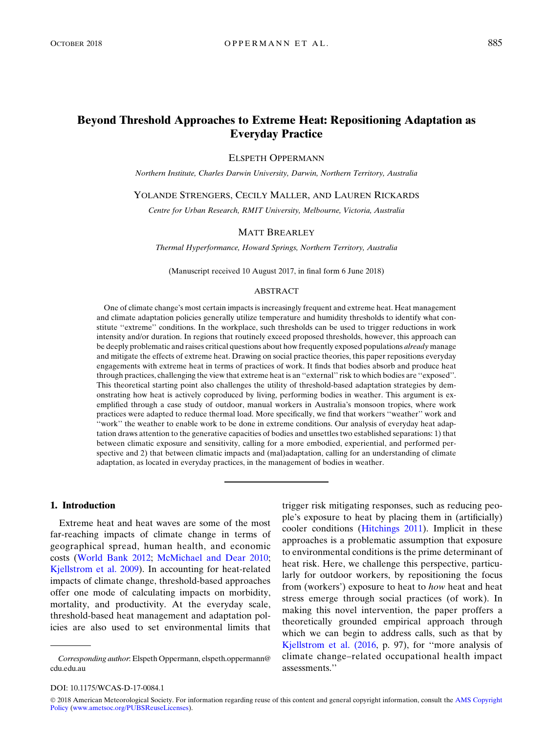# Beyond Threshold Approaches to Extreme Heat: Repositioning Adaptation as Everyday Practice

ELSPETH OPPERMANN

*Northern Institute, Charles Darwin University, Darwin, Northern Territory, Australia*

YOLANDE STRENGERS, CECILY MALLER, AND LAUREN RICKARDS

*Centre for Urban Research, RMIT University, Melbourne, Victoria, Australia*

MATT BREARLEY

*Thermal Hyperformance, Howard Springs, Northern Territory, Australia*

(Manuscript received 10 August 2017, in final form 6 June 2018)

## ABSTRACT

One of climate change's most certain impacts is increasingly frequent and extreme heat. Heat management and climate adaptation policies generally utilize temperature and humidity thresholds to identify what constitute ''extreme'' conditions. In the workplace, such thresholds can be used to trigger reductions in work intensity and/or duration. In regions that routinely exceed proposed thresholds, however, this approach can be deeply problematic and raises critical questions about how frequently exposed populations *already* manage and mitigate the effects of extreme heat. Drawing on social practice theories, this paper repositions everyday engagements with extreme heat in terms of practices of work. It finds that bodies absorb and produce heat through practices, challenging the view that extreme heat is an ''external'' risk to which bodies are ''exposed''. This theoretical starting point also challenges the utility of threshold-based adaptation strategies by demonstrating how heat is actively coproduced by living, performing bodies in weather. This argument is exemplified through a case study of outdoor, manual workers in Australia's monsoon tropics, where work practices were adapted to reduce thermal load. More specifically, we find that workers ''weather'' work and ''work'' the weather to enable work to be done in extreme conditions. Our analysis of everyday heat adaptation draws attention to the generative capacities of bodies and unsettles two established separations: 1) that between climatic exposure and sensitivity, calling for a more embodied, experiential, and performed perspective and 2) that between climatic impacts and (mal)adaptation, calling for an understanding of climate adaptation, as located in everyday practices, in the management of bodies in weather.

## 1. Introduction

Extreme heat and heat waves are some of the most far-reaching impacts of climate change in terms of geographical spread, human health, and economic costs (World Bank 2012; McMichael and Dear 2010; Kjellstrom et al. 2009). In accounting for heat-related impacts of climate change, threshold-based approaches offer one mode of calculating impacts on morbidity, mortality, and productivity. At the everyday scale, threshold-based heat management and adaptation policies are also used to set environmental limits that trigger risk mitigating responses, such as reducing people's exposure to heat by placing them in (artificially) cooler conditions (Hitchings 2011). Implicit in these approaches is a problematic assumption that exposure to environmental conditions is the prime determinant of heat risk. Here, we challenge this perspective, particularly for outdoor workers, by repositioning the focus from (workers') exposure to heat to *how* heat and heat stress emerge through social practices (of work). In making this novel intervention, the paper proffers a theoretically grounded empirical approach through which we can begin to address calls, such as that by Kjellstrom et al. (2016, p. 97), for ''more analysis of climate change–related occupational health impact assessments.''

*Corresponding author*: Elspeth Oppermann, elspeth.oppermann@cdu.edu.au

DOI: 10.1175/WCAS-D-17-0084.1

© 2018 American Meteorological Society. For information regarding reuse of this content and general copyright information, consult the AMS Copyright Policy (www.ametsoc.org/PUBSReuseLicenses).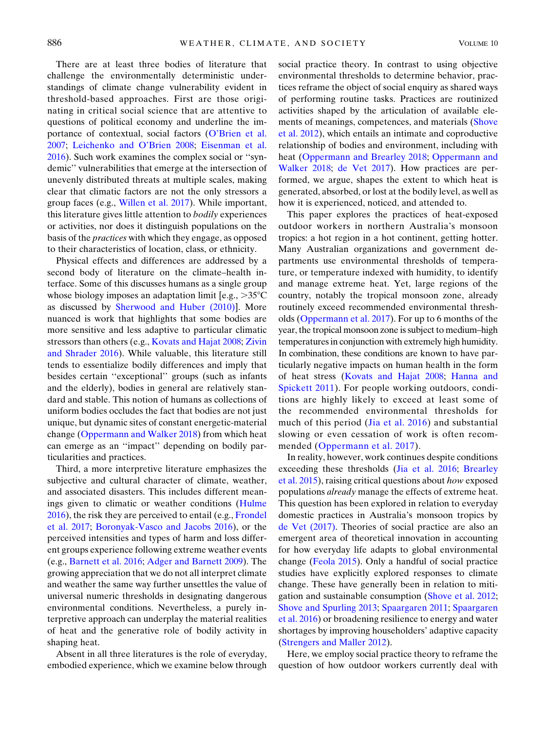There are at least three bodies of literature that challenge the environmentally deterministic understandings of climate change vulnerability evident in threshold-based approaches. First are those originating in critical social science that are attentive to questions of political economy and underline the importance of contextual, social factors (O'Brien et al. 2007; Leichenko and O'Brien 2008; Eisenman et al. 2016). Such work examines the complex social or ''syndemic'' vulnerabilities that emerge at the intersection of unevenly distributed threats at multiple scales, making clear that climatic factors are not the only stressors a group faces (e.g., Willen et al. 2017). While important, this literature gives little attention to *bodily* experiences or activities, nor does it distinguish populations on the basis of the *practices* with which they engage, as opposed to their characteristics of location, class, or ethnicity.

Physical effects and differences are addressed by a second body of literature on the climate–health interface. Some of this discusses humans as a single group whose biology imposes an adaptation limit [e.g., >35°C as discussed by Sherwood and Huber (2010)]. More nuanced is work that highlights that some bodies are more sensitive and less adaptive to particular climatic stressors than others (e.g., Kovats and Hajat 2008; Zivin and Shrader 2016). While valuable, this literature still tends to essentialize bodily differences and imply that besides certain ''exceptional'' groups (such as infants and the elderly), bodies in general are relatively standard and stable. This notion of humans as collections of uniform bodies occludes the fact that bodies are not just unique, but dynamic sites of constant energetic-material change (Oppermann and Walker 2018) from which heat can emerge as an ''impact'' depending on bodily particularities and practices.

Third, a more interpretive literature emphasizes the subjective and cultural character of climate, weather, and associated disasters. This includes different meanings given to climatic or weather conditions (Hulme 2016), the risk they are perceived to entail (e.g., Frondel et al. 2017; Boronyak-Vasco and Jacobs 2016), or the perceived intensities and types of harm and loss different groups experience following extreme weather events (e.g., Barnett et al. 2016; Adger and Barnett 2009). The growing appreciation that we do not all interpret climate and weather the same way further unsettles the value of universal numeric thresholds in designating dangerous environmental conditions. Nevertheless, a purely interpretive approach can underplay the material realities of heat and the generative role of bodily activity in shaping heat.

Absent in all three literatures is the role of everyday, embodied experience, which we examine below through social practice theory. In contrast to using objective environmental thresholds to determine behavior, practices reframe the object of social enquiry as shared ways of performing routine tasks. Practices are routinized activities shaped by the articulation of available elements of meanings, competences, and materials (Shove et al. 2012), which entails an intimate and coproductive relationship of bodies and environment, including with heat (Oppermann and Brearley 2018; Oppermann and Walker 2018; de Vet 2017). How practices are performed, we argue, shapes the extent to which heat is generated, absorbed, or lost at the bodily level, as well as how it is experienced, noticed, and attended to.

This paper explores the practices of heat-exposed outdoor workers in northern Australia's monsoon tropics: a hot region in a hot continent, getting hotter. Many Australian organizations and government departments use environmental thresholds of temperature, or temperature indexed with humidity, to identify and manage extreme heat. Yet, large regions of the country, notably the tropical monsoon zone, already routinely exceed recommended environmental thresholds (Oppermann et al. 2017). For up to 6 months of the year, the tropical monsoon zone is subject to medium–high temperatures in conjunction with extremely high humidity. In combination, these conditions are known to have particularly negative impacts on human health in the form of heat stress (Kovats and Hajat 2008; Hanna and Spickett 2011). For people working outdoors, conditions are highly likely to exceed at least some of the recommended environmental thresholds for much of this period (Jia et al. 2016) and substantial slowing or even cessation of work is often recommended (Oppermann et al. 2017).

In reality, however, work continues despite conditions exceeding these thresholds (Jia et al. 2016; Brearley et al. 2015), raising critical questions about *how* exposed populations *already* manage the effects of extreme heat. This question has been explored in relation to everyday domestic practices in Australia's monsoon tropics by de Vet (2017). Theories of social practice are also an emergent area of theoretical innovation in accounting for how everyday life adapts to global environmental change (Feola 2015). Only a handful of social practice studies have explicitly explored responses to climate change. These have generally been in relation to mitigation and sustainable consumption (Shove et al. 2012; Shove and Spurling 2013; Spaargaren 2011; Spaargaren et al. 2016) or broadening resilience to energy and water shortages by improving householders' adaptive capacity (Strengers and Maller 2012).

Here, we employ social practice theory to reframe the question of how outdoor workers currently deal with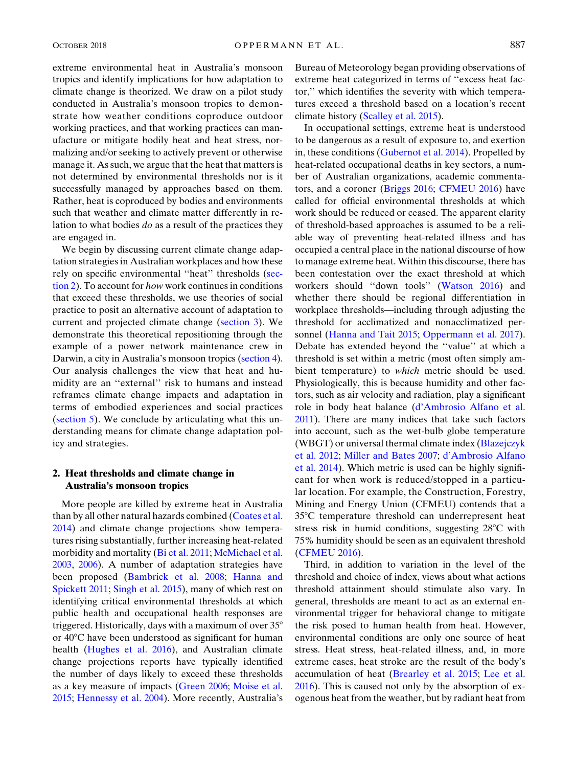extreme environmental heat in Australia's monsoon tropics and identify implications for how adaptation to climate change is theorized. We draw on a pilot study conducted in Australia's monsoon tropics to demonstrate how weather conditions coproduce outdoor working practices, and that working practices can manufacture or mitigate bodily heat and heat stress, normalizing and/or seeking to actively prevent or otherwise manage it. As such, we argue that the heat that matters is not determined by environmental thresholds nor is it successfully managed by approaches based on them. Rather, heat is coproduced by bodies and environments such that weather and climate matter differently in relation to what bodies *do* as a result of the practices they are engaged in.

We begin by discussing current climate change adaptation strategies in Australian workplaces and how these rely on specific environmental ''heat'' thresholds (section 2). To account for *how* work continues in conditions that exceed these thresholds, we use theories of social practice to posit an alternative account of adaptation to current and projected climate change (section 3). We demonstrate this theoretical repositioning through the example of a power network maintenance crew in Darwin, a city in Australia's monsoon tropics (section 4). Our analysis challenges the view that heat and humidity are an ''external'' risk to humans and instead reframes climate change impacts and adaptation in terms of embodied experiences and social practices (section 5). We conclude by articulating what this understanding means for climate change adaptation policy and strategies.

## 2. Heat thresholds and climate change in Australia's monsoon tropics

More people are killed by extreme heat in Australia than by all other natural hazards combined (Coates et al. 2014) and climate change projections show temperatures rising substantially, further increasing heat-related morbidity and mortality (Bi et al. 2011; McMichael et al. 2003, 2006). A number of adaptation strategies have been proposed (Bambrick et al. 2008; Hanna and Spickett 2011; Singh et al. 2015), many of which rest on identifying critical environmental thresholds at which public health and occupational health responses are triggered. Historically, days with a maximum of over 35° or 40°C have been understood as significant for human health (Hughes et al. 2016), and Australian climate change projections reports have typically identified the number of days likely to exceed these thresholds as a key measure of impacts (Green 2006; Moise et al. 2015; Hennessy et al. 2004). More recently, Australia's Bureau of Meteorology began providing observations of extreme heat categorized in terms of ''excess heat factor,'' which identifies the severity with which temperatures exceed a threshold based on a location's recent climate history (Scalley et al. 2015).

In occupational settings, extreme heat is understood to be dangerous as a result of exposure to, and exertion in, these conditions (Gubernot et al. 2014). Propelled by heat-related occupational deaths in key sectors, a number of Australian organizations, academic commentators, and a coroner (Briggs 2016; CFMEU 2016) have called for official environmental thresholds at which work should be reduced or ceased. The apparent clarity of threshold-based approaches is assumed to be a reliable way of preventing heat-related illness and has occupied a central place in the national discourse of how to manage extreme heat. Within this discourse, there has been contestation over the exact threshold at which workers should ''down tools'' (Watson 2016) and whether there should be regional differentiation in workplace thresholds—including through adjusting the threshold for acclimatized and nonacclimatized personnel (Hanna and Tait 2015; Oppermann et al. 2017). Debate has extended beyond the ''value'' at which a threshold is set within a metric (most often simply ambient temperature) to *which* metric should be used. Physiologically, this is because humidity and other factors, such as air velocity and radiation, play a significant role in body heat balance (d'Ambrosio Alfano et al. 2011). There are many indices that take such factors into account, such as the wet-bulb globe temperature (WBGT) or universal thermal climate index (Blazejczyk et al. 2012; Miller and Bates 2007; d'Ambrosio Alfano et al. 2014). Which metric is used can be highly significant for when work is reduced/stopped in a particular location. For example, the Construction, Forestry, Mining and Energy Union (CFMEU) contends that a 35°C temperature threshold can underrepresent heat stress risk in humid conditions, suggesting 28°C with 75% humidity should be seen as an equivalent threshold (CFMEU 2016).

Third, in addition to variation in the level of the threshold and choice of index, views about what actions threshold attainment should stimulate also vary. In general, thresholds are meant to act as an external environmental trigger for behavioral change to mitigate the risk posed to human health from heat. However, environmental conditions are only one source of heat stress. Heat stress, heat-related illness, and, in more extreme cases, heat stroke are the result of the body's accumulation of heat (Brearley et al. 2015; Lee et al. 2016). This is caused not only by the absorption of exogenous heat from the weather, but by radiant heat from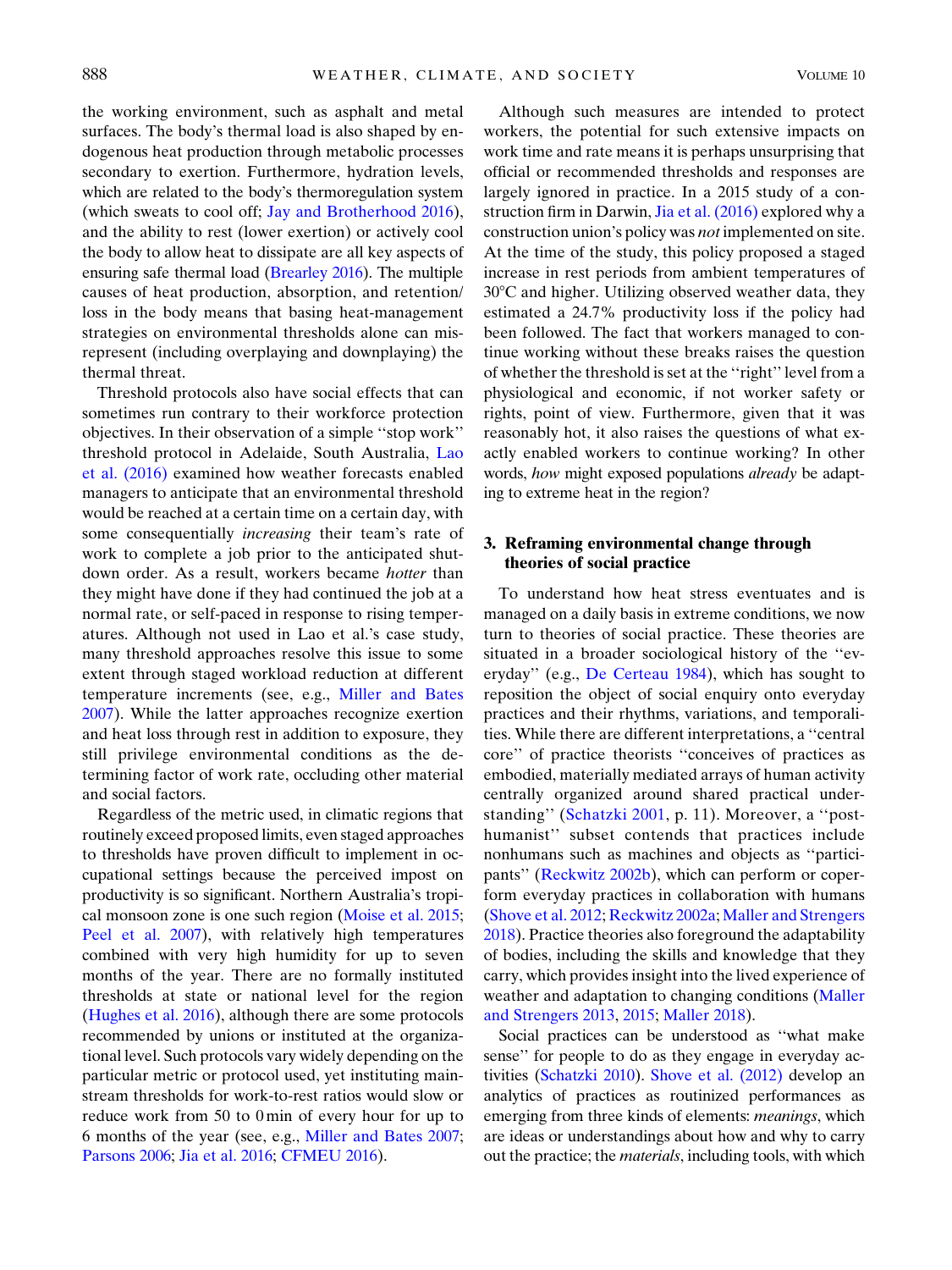the working environment, such as asphalt and metal surfaces. The body's thermal load is also shaped by endogenous heat production through metabolic processes secondary to exertion. Furthermore, hydration levels, which are related to the body's thermoregulation system (which sweats to cool off; Jay and Brotherhood 2016), and the ability to rest (lower exertion) or actively cool the body to allow heat to dissipate are all key aspects of ensuring safe thermal load (Brearley 2016). The multiple causes of heat production, absorption, and retention/loss in the body means that basing heat-management strategies on environmental thresholds alone can misrepresent (including overplaying and downplaying) the thermal threat.

Threshold protocols also have social effects that can sometimes run contrary to their workforce protection objectives. In their observation of a simple ''stop work'' threshold protocol in Adelaide, South Australia, Lao et al. (2016) examined how weather forecasts enabled managers to anticipate that an environmental threshold would be reached at a certain time on a certain day, with some consequentially *increasing* their team's rate of work to complete a job prior to the anticipated shutdown order. As a result, workers became *hotter* than they might have done if they had continued the job at a normal rate, or self-paced in response to rising temperatures. Although not used in Lao et al.'s case study, many threshold approaches resolve this issue to some extent through staged workload reduction at different temperature increments (see, e.g., Miller and Bates 2007). While the latter approaches recognize exertion and heat loss through rest in addition to exposure, they still privilege environmental conditions as the determining factor of work rate, occluding other material and social factors.

Regardless of the metric used, in climatic regions that routinely exceed proposed limits, even staged approaches to thresholds have proven difficult to implement in occupational settings because the perceived impost on productivity is so significant. Northern Australia's tropical monsoon zone is one such region (Moise et al. 2015; Peel et al. 2007), with relatively high temperatures combined with very high humidity for up to seven months of the year. There are no formally instituted thresholds at state or national level for the region (Hughes et al. 2016), although there are some protocols recommended by unions or instituted at the organizational level. Such protocols vary widely depending on the particular metric or protocol used, yet instituting mainstream thresholds for work-to-rest ratios would slow or reduce work from 50 to 0 min of every hour for up to 6 months of the year (see, e.g., Miller and Bates 2007; Parsons 2006; Jia et al. 2016; CFMEU 2016).

Although such measures are intended to protect workers, the potential for such extensive impacts on work time and rate means it is perhaps unsurprising that official or recommended thresholds and responses are largely ignored in practice. In a 2015 study of a construction firm in Darwin, Jia et al. (2016) explored why a construction union's policy was *not* implemented on site. At the time of the study, this policy proposed a staged increase in rest periods from ambient temperatures of 30°C and higher. Utilizing observed weather data, they estimated a 24.7% productivity loss if the policy had been followed. The fact that workers managed to continue working without these breaks raises the question of whether the threshold is set at the ''right'' level from a physiological and economic, if not worker safety or rights, point of view. Furthermore, given that it was reasonably hot, it also raises the questions of what exactly enabled workers to continue working? In other words, *how* might exposed populations *already* be adapting to extreme heat in the region?

## 3. Reframing environmental change through theories of social practice

To understand how heat stress eventuates and is managed on a daily basis in extreme conditions, we now turn to theories of social practice. These theories are situated in a broader sociological history of the ''everyday'' (e.g., De Certeau 1984), which has sought to reposition the object of social enquiry onto everyday practices and their rhythms, variations, and temporalities. While there are different interpretations, a ''central core'' of practice theorists ''conceives of practices as embodied, materially mediated arrays of human activity centrally organized around shared practical understanding'' (Schatzki 2001, p. 11). Moreover, a ''posthumanist'' subset contends that practices include nonhumans such as machines and objects as ''participants'' (Reckwitz 2002b), which can perform or coperform everyday practices in collaboration with humans (Shove et al. 2012; Reckwitz 2002a; Maller and Strengers 2018). Practice theories also foreground the adaptability of bodies, including the skills and knowledge that they carry, which provides insight into the lived experience of weather and adaptation to changing conditions (Maller and Strengers 2013, 2015; Maller 2018).

Social practices can be understood as ''what make sense'' for people to do as they engage in everyday activities (Schatzki 2010). Shove et al. (2012) develop an analytics of practices as routinized performances as emerging from three kinds of elements: *meanings*, which are ideas or understandings about how and why to carry out the practice; the *materials*, including tools, with which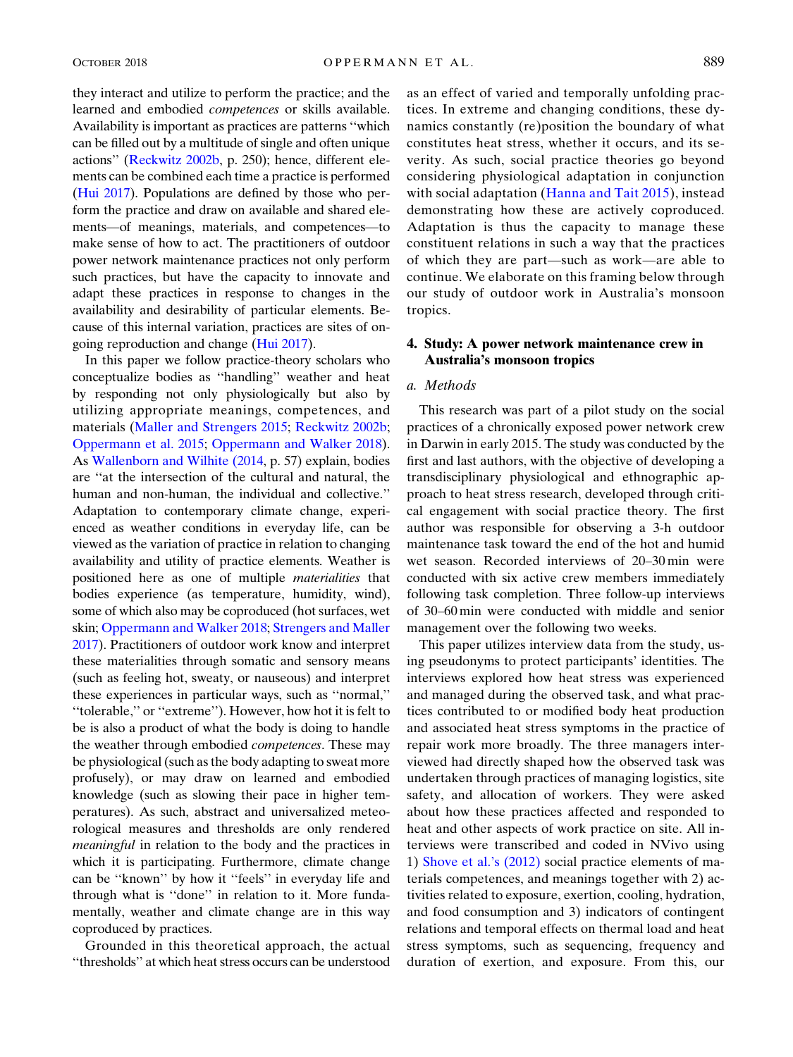they interact and utilize to perform the practice; and the learned and embodied *competences* or skills available. Availability is important as practices are patterns ''which can be filled out by a multitude of single and often unique actions'' (Reckwitz 2002b, p. 250); hence, different elements can be combined each time a practice is performed (Hui 2017). Populations are defined by those who perform the practice and draw on available and shared elements—of meanings, materials, and competences—to make sense of how to act. The practitioners of outdoor power network maintenance practices not only perform such practices, but have the capacity to innovate and adapt these practices in response to changes in the availability and desirability of particular elements. Because of this internal variation, practices are sites of ongoing reproduction and change (Hui 2017).

In this paper we follow practice-theory scholars who conceptualize bodies as ''handling'' weather and heat by responding not only physiologically but also by utilizing appropriate meanings, competences, and materials (Maller and Strengers 2015; Reckwitz 2002b; Oppermann et al. 2015; Oppermann and Walker 2018). As Wallenborn and Wilhite (2014, p. 57) explain, bodies are ''at the intersection of the cultural and natural, the human and non-human, the individual and collective.'' Adaptation to contemporary climate change, experienced as weather conditions in everyday life, can be viewed as the variation of practice in relation to changing availability and utility of practice elements. Weather is positioned here as one of multiple *materialities* that bodies experience (as temperature, humidity, wind), some of which also may be coproduced (hot surfaces, wet skin; Oppermann and Walker 2018; Strengers and Maller 2017). Practitioners of outdoor work know and interpret these materialities through somatic and sensory means (such as feeling hot, sweaty, or nauseous) and interpret these experiences in particular ways, such as ''normal,'' ''tolerable,'' or ''extreme''). However, how hot it is felt to be is also a product of what the body is doing to handle the weather through embodied *competences*. These may be physiological (such as the body adapting to sweat more profusely), or may draw on learned and embodied knowledge (such as slowing their pace in higher temperatures). As such, abstract and universalized meteorological measures and thresholds are only rendered *meaningful* in relation to the body and the practices in which it is participating. Furthermore, climate change can be ''known'' by how it ''feels'' in everyday life and through what is ''done'' in relation to it. More fundamentally, weather and climate change are in this way coproduced by practices.

Grounded in this theoretical approach, the actual ''thresholds'' at which heat stress occurs can be understood as an effect of varied and temporally unfolding practices. In extreme and changing conditions, these dynamics constantly (re)position the boundary of what constitutes heat stress, whether it occurs, and its severity. As such, social practice theories go beyond considering physiological adaptation in conjunction with social adaptation (Hanna and Tait 2015), instead demonstrating how these are actively coproduced. Adaptation is thus the capacity to manage these constituent relations in such a way that the practices of which they are part—such as work—are able to continue. We elaborate on this framing below through our study of outdoor work in Australia's monsoon tropics.

## 4. Study: A power network maintenance crew in Australia's monsoon tropics

### a. Methods

This research was part of a pilot study on the social practices of a chronically exposed power network crew in Darwin in early 2015. The study was conducted by the first and last authors, with the objective of developing a transdisciplinary physiological and ethnographic approach to heat stress research, developed through critical engagement with social practice theory. The first author was responsible for observing a 3-h outdoor maintenance task toward the end of the hot and humid wet season. Recorded interviews of 20–30 min were conducted with six active crew members immediately following task completion. Three follow-up interviews of 30–60 min were conducted with middle and senior management over the following two weeks.

This paper utilizes interview data from the study, using pseudonyms to protect participants' identities. The interviews explored how heat stress was experienced and managed during the observed task, and what practices contributed to or modified body heat production and associated heat stress symptoms in the practice of repair work more broadly. The three managers interviewed had directly shaped how the observed task was undertaken through practices of managing logistics, site safety, and allocation of workers. They were asked about how these practices affected and responded to heat and other aspects of work practice on site. All interviews were transcribed and coded in NVivo using 1) Shove et al.'s (2012) social practice elements of materials competences, and meanings together with 2) activities related to exposure, exertion, cooling, hydration, and food consumption and 3) indicators of contingent relations and temporal effects on thermal load and heat stress symptoms, such as sequencing, frequency and duration of exertion, and exposure. From this, our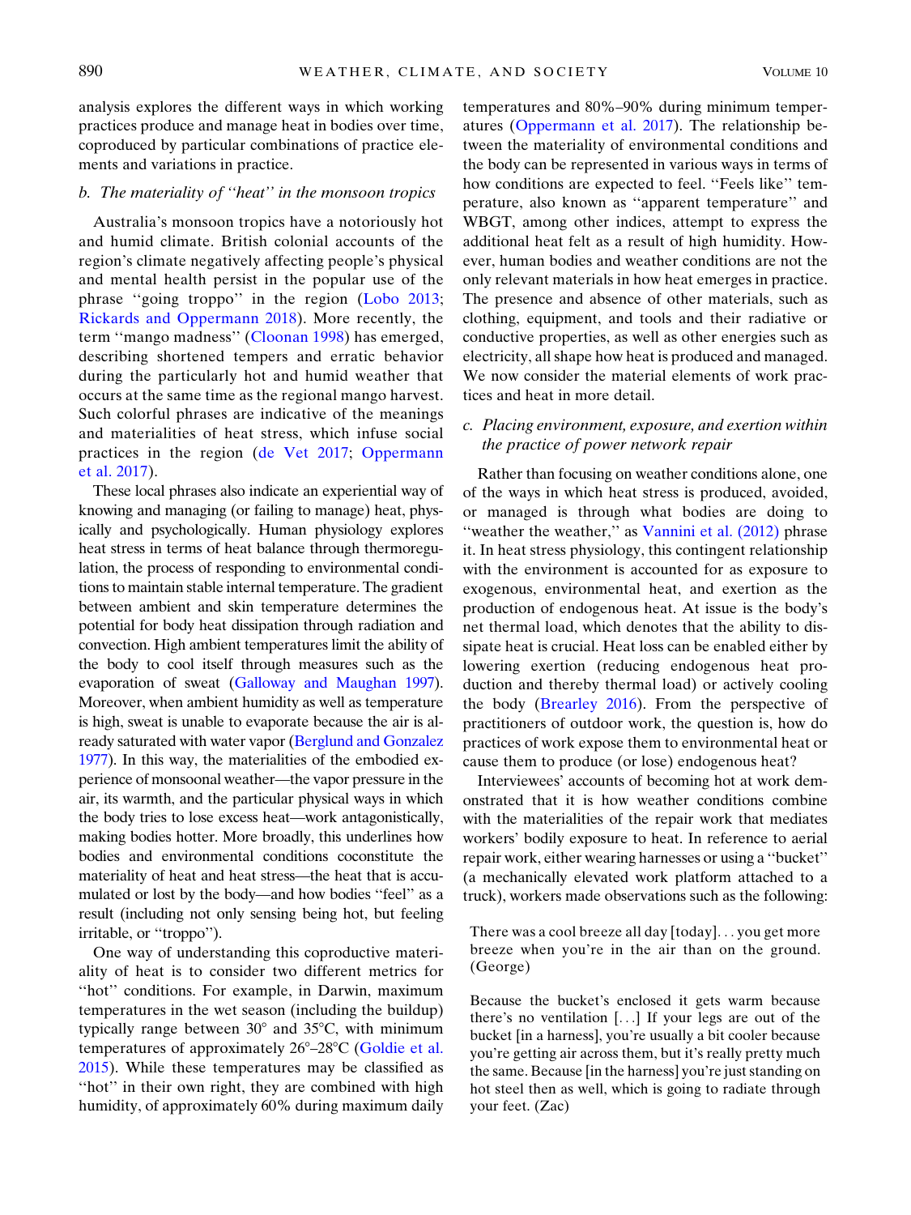analysis explores the different ways in which working practices produce and manage heat in bodies over time, coproduced by particular combinations of practice elements and variations in practice.

### b. The materiality of ''heat'' in the monsoon tropics

Australia's monsoon tropics have a notoriously hot and humid climate. British colonial accounts of the region's climate negatively affecting people's physical and mental health persist in the popular use of the phrase ''going troppo'' in the region (Lobo 2013; Rickards and Oppermann 2018). More recently, the term ''mango madness'' (Cloonan 1998) has emerged, describing shortened tempers and erratic behavior during the particularly hot and humid weather that occurs at the same time as the regional mango harvest. Such colorful phrases are indicative of the meanings and materialities of heat stress, which infuse social practices in the region (de Vet 2017; Oppermann et al. 2017).

These local phrases also indicate an experiential way of knowing and managing (or failing to manage) heat, physically and psychologically. Human physiology explores heat stress in terms of heat balance through thermoregulation, the process of responding to environmental conditions to maintain stable internal temperature. The gradient between ambient and skin temperature determines the potential for body heat dissipation through radiation and convection. High ambient temperatures limit the ability of the body to cool itself through measures such as the evaporation of sweat (Galloway and Maughan 1997). Moreover, when ambient humidity as well as temperature is high, sweat is unable to evaporate because the air is already saturated with water vapor (Berglund and Gonzalez 1977). In this way, the materialities of the embodied experience of monsoonal weather—the vapor pressure in the air, its warmth, and the particular physical ways in which the body tries to lose excess heat—work antagonistically, making bodies hotter. More broadly, this underlines how bodies and environmental conditions coconstitute the materiality of heat and heat stress—the heat that is accumulated or lost by the body—and how bodies ''feel'' as a result (including not only sensing being hot, but feeling irritable, or ''troppo'').

One way of understanding this coproductive materiality of heat is to consider two different metrics for ''hot'' conditions. For example, in Darwin, maximum temperatures in the wet season (including the buildup) typically range between 30° and 35°C, with minimum temperatures of approximately 26°–28°C (Goldie et al. 2015). While these temperatures may be classified as ''hot'' in their own right, they are combined with high humidity, of approximately 60% during maximum daily temperatures and 80%–90% during minimum temperatures (Oppermann et al. 2017). The relationship between the materiality of environmental conditions and the body can be represented in various ways in terms of how conditions are expected to feel. ''Feels like'' temperature, also known as ''apparent temperature'' and WBGT, among other indices, attempt to express the additional heat felt as a result of high humidity. However, human bodies and weather conditions are not the only relevant materials in how heat emerges in practice. The presence and absence of other materials, such as clothing, equipment, and tools and their radiative or conductive properties, as well as other energies such as electricity, all shape how heat is produced and managed. We now consider the material elements of work practices and heat in more detail.

### c. Placing environment, exposure, and exertion within the practice of power network repair

Rather than focusing on weather conditions alone, one of the ways in which heat stress is produced, avoided, or managed is through what bodies are doing to ''weather the weather,'' as Vannini et al. (2012) phrase it. In heat stress physiology, this contingent relationship with the environment is accounted for as exposure to exogenous, environmental heat, and exertion as the production of endogenous heat. At issue is the body's net thermal load, which denotes that the ability to dissipate heat is crucial. Heat loss can be enabled either by lowering exertion (reducing endogenous heat production and thereby thermal load) or actively cooling the body (Brearley 2016). From the perspective of practitioners of outdoor work, the question is, how do practices of work expose them to environmental heat or cause them to produce (or lose) endogenous heat?

Interviewees' accounts of becoming hot at work demonstrated that it is how weather conditions combine with the materialities of the repair work that mediates workers' bodily exposure to heat. In reference to aerial repair work, either wearing harnesses or using a ''bucket'' (a mechanically elevated work platform attached to a truck), workers made observations such as the following:

> There was a cool breeze all day [today]. . . you get more breeze when you're in the air than on the ground. (George)

> Because the bucket's enclosed it gets warm because there's no ventilation [. . .] If your legs are out of the bucket [in a harness], you're usually a bit cooler because you're getting air across them, but it's really pretty much the same. Because [in the harness] you're just standing on hot steel then as well, which is going to radiate through your feet. (Zac)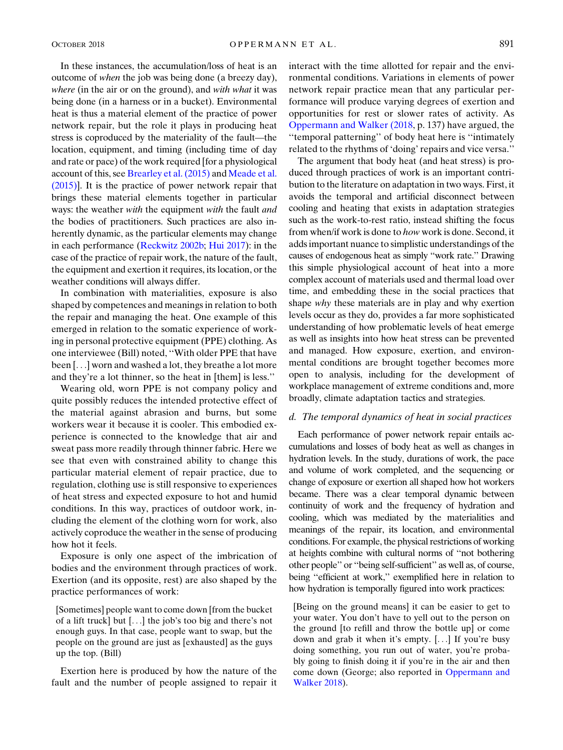In these instances, the accumulation/loss of heat is an outcome of *when* the job was being done (a breezy day), *where* (in the air or on the ground), and *with what* it was being done (in a harness or in a bucket). Environmental heat is thus a material element of the practice of power network repair, but the role it plays in producing heat stress is coproduced by the materiality of the fault—the location, equipment, and timing (including time of day and rate or pace) of the work required [for a physiological account of this, see Brearley et al. (2015) and Meade et al. (2015)]. It is the practice of power network repair that brings these material elements together in particular ways: the weather *with* the equipment *with* the fault *and* the bodies of practitioners. Such practices are also inherently dynamic, as the particular elements may change in each performance (Reckwitz 2002b; Hui 2017): in the case of the practice of repair work, the nature of the fault, the equipment and exertion it requires, its location, or the weather conditions will always differ.

In combination with materialities, exposure is also shaped by competences and meanings in relation to both the repair and managing the heat. One example of this emerged in relation to the somatic experience of working in personal protective equipment (PPE) clothing. As one interviewee (Bill) noted, ''With older PPE that have been [...] worn and washed a lot, they breathe a lot more and they're a lot thinner, so the heat in [them] is less.''

Wearing old, worn PPE is not company policy and quite possibly reduces the intended protective effect of the material against abrasion and burns, but some workers wear it because it is cooler. This embodied experience is connected to the knowledge that air and sweat pass more readily through thinner fabric. Here we see that even with constrained ability to change this particular material element of repair practice, due to regulation, clothing use is still responsive to experiences of heat stress and expected exposure to hot and humid conditions. In this way, practices of outdoor work, including the element of the clothing worn for work, also actively coproduce the weather in the sense of producing how hot it feels.

Exposure is only one aspect of the imbrication of bodies and the environment through practices of work. Exertion (and its opposite, rest) are also shaped by the practice performances of work:

> [Sometimes] people want to come down [from the bucket of a lift truck] but [...] the job's too big and there's not enough guys. In that case, people want to swap, but the people on the ground are just as [exhausted] as the guys up the top. (Bill)

Exertion here is produced by how the nature of the fault and the number of people assigned to repair it interact with the time allotted for repair and the environmental conditions. Variations in elements of power network repair practice mean that any particular performance will produce varying degrees of exertion and opportunities for rest or slower rates of activity. As Oppermann and Walker (2018, p. 137) have argued, the ''temporal patterning'' of body heat here is ''intimately related to the rhythms of 'doing' repairs and vice versa.''

The argument that body heat (and heat stress) is produced through practices of work is an important contribution to the literature on adaptation in two ways. First, it avoids the temporal and artificial disconnect between cooling and heating that exists in adaptation strategies such as the work-to-rest ratio, instead shifting the focus from when/if work is done to *how* work is done. Second, it adds important nuance to simplistic understandings of the causes of endogenous heat as simply ''work rate.'' Drawing this simple physiological account of heat into a more complex account of materials used and thermal load over time, and embedding these in the social practices that shape *why* these materials are in play and why exertion levels occur as they do, provides a far more sophisticated understanding of how problematic levels of heat emerge as well as insights into how heat stress can be prevented and managed. How exposure, exertion, and environmental conditions are brought together becomes more open to analysis, including for the development of workplace management of extreme conditions and, more broadly, climate adaptation tactics and strategies.

### d. The temporal dynamics of heat in social practices

Each performance of power network repair entails accumulations and losses of body heat as well as changes in hydration levels. In the study, durations of work, the pace and volume of work completed, and the sequencing or change of exposure or exertion all shaped how hot workers became. There was a clear temporal dynamic between continuity of work and the frequency of hydration and cooling, which was mediated by the materialities and meanings of the repair, its location, and environmental conditions. For example, the physical restrictions of working at heights combine with cultural norms of ''not bothering other people'' or ''being self-sufficient'' as well as, of course, being ''efficient at work,'' exemplified here in relation to how hydration is temporally figured into work practices:

> [Being on the ground means] it can be easier to get to your water. You don't have to yell out to the person on the ground [to refill and throw the bottle up] or come down and grab it when it's empty. [...] If you're busy doing something, you run out of water, you're probably going to finish doing it if you're in the air and then come down (George; also reported in Oppermann and Walker 2018).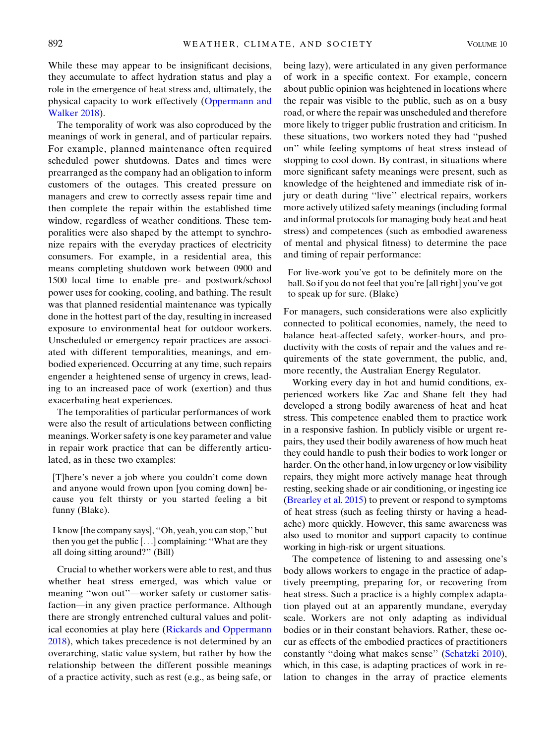While these may appear to be insignificant decisions, they accumulate to affect hydration status and play a role in the emergence of heat stress and, ultimately, the physical capacity to work effectively (Oppermann and Walker 2018).

The temporality of work was also coproduced by the meanings of work in general, and of particular repairs. For example, planned maintenance often required scheduled power shutdowns. Dates and times were prearranged as the company had an obligation to inform customers of the outages. This created pressure on managers and crew to correctly assess repair time and then complete the repair within the established time window, regardless of weather conditions. These temporalities were also shaped by the attempt to synchronize repairs with the everyday practices of electricity consumers. For example, in a residential area, this means completing shutdown work between 0900 and 1500 local time to enable pre- and postwork/school power uses for cooking, cooling, and bathing. The result was that planned residential maintenance was typically done in the hottest part of the day, resulting in increased exposure to environmental heat for outdoor workers. Unscheduled or emergency repair practices are associated with different temporalities, meanings, and embodied experienced. Occurring at any time, such repairs engender a heightened sense of urgency in crews, leading to an increased pace of work (exertion) and thus exacerbating heat experiences.

The temporalities of particular performances of work were also the result of articulations between conflicting meanings. Worker safety is one key parameter and value in repair work practice that can be differently articulated, as in these two examples:

> [T]here's never a job where you couldn't come down and anyone would frown upon [you coming down] because you felt thirsty or you started feeling a bit funny (Blake).

> I know [the company says], "Oh, yeah, you can stop," but then you get the public [. . .] complaining: "What are they all doing sitting around?" (Bill)

Crucial to whether workers were able to rest, and thus whether heat stress emerged, was which value or meaning "won out"—worker safety or customer satisfaction—in any given practice performance. Although there are strongly entrenched cultural values and political economies at play here (Rickards and Oppermann 2018), which takes precedence is not determined by an overarching, static value system, but rather by how the relationship between the different possible meanings of a practice activity, such as rest (e.g., as being safe, or being lazy), were articulated in any given performance of work in a specific context. For example, concern about public opinion was heightened in locations where the repair was visible to the public, such as on a busy road, or where the repair was unscheduled and therefore more likely to trigger public frustration and criticism. In these situations, two workers noted they had "pushed on" while feeling symptoms of heat stress instead of stopping to cool down. By contrast, in situations where more significant safety meanings were present, such as knowledge of the heightened and immediate risk of injury or death during "live" electrical repairs, workers more actively utilized safety meanings (including formal and informal protocols for managing body heat and heat stress) and competences (such as embodied awareness of mental and physical fitness) to determine the pace and timing of repair performance:

> For live-work you've got to be definitely more on the ball. So if you do not feel that you're [all right] you've got to speak up for sure. (Blake)

For managers, such considerations were also explicitly connected to political economies, namely, the need to balance heat-affected safety, worker-hours, and productivity with the costs of repair and the values and requirements of the state government, the public, and, more recently, the Australian Energy Regulator.

Working every day in hot and humid conditions, experienced workers like Zac and Shane felt they had developed a strong bodily awareness of heat and heat stress. This competence enabled them to practice work in a responsive fashion. In publicly visible or urgent repairs, they used their bodily awareness of how much heat they could handle to push their bodies to work longer or harder. On the other hand, in low urgency or low visibility repairs, they might more actively manage heat through resting, seeking shade or air conditioning, or ingesting ice (Brearley et al. 2015) to prevent or respond to symptoms of heat stress (such as feeling thirsty or having a headache) more quickly. However, this same awareness was also used to monitor and support capacity to continue working in high-risk or urgent situations.

The competence of listening to and assessing one's body allows workers to engage in the practice of adaptively preempting, preparing for, or recovering from heat stress. Such a practice is a highly complex adaptation played out at an apparently mundane, everyday scale. Workers are not only adapting as individual bodies or in their constant behaviors. Rather, these occur as effects of the embodied practices of practitioners constantly "doing what makes sense" (Schatzki 2010), which, in this case, is adapting practices of work in relation to changes in the array of practice elements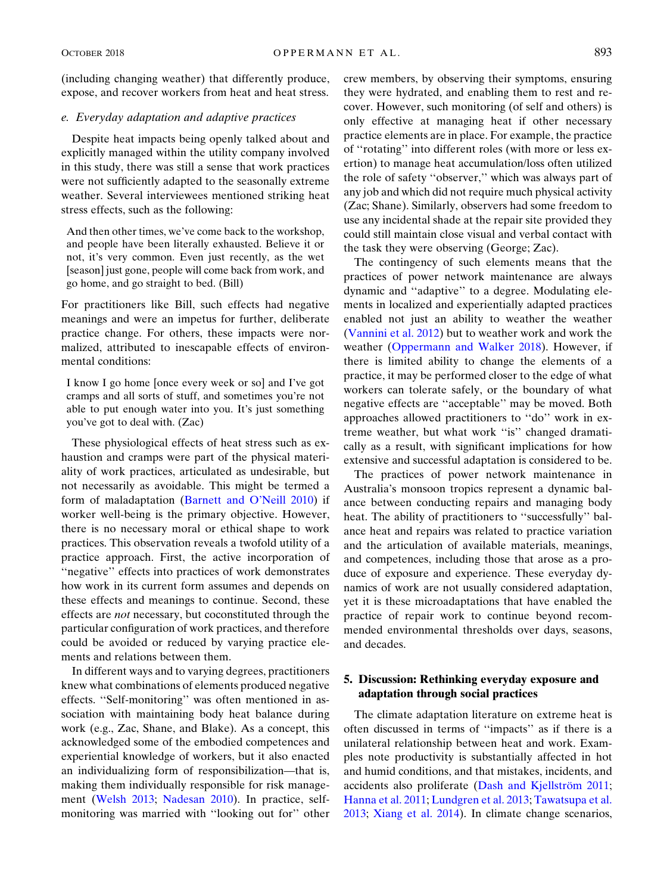(including changing weather) that differently produce, expose, and recover workers from heat and heat stress.

### e. Everyday adaptation and adaptive practices

Despite heat impacts being openly talked about and explicitly managed within the utility company involved in this study, there was still a sense that work practices were not sufficiently adapted to the seasonally extreme weather. Several interviewees mentioned striking heat stress effects, such as the following:

> And then other times, we've come back to the workshop, and people have been literally exhausted. Believe it or not, it's very common. Even just recently, as the wet [season] just gone, people will come back from work, and go home, and go straight to bed. (Bill)

For practitioners like Bill, such effects had negative meanings and were an impetus for further, deliberate practice change. For others, these impacts were normalized, attributed to inescapable effects of environmental conditions:

> I know I go home [once every week or so] and I've got cramps and all sorts of stuff, and sometimes you're not able to put enough water into you. It's just something you've got to deal with. (Zac)

These physiological effects of heat stress such as exhaustion and cramps were part of the physical materiality of work practices, articulated as undesirable, but not necessarily as avoidable. This might be termed a form of maladaptation (Barnett and O'Neill 2010) if worker well-being is the primary objective. However, there is no necessary moral or ethical shape to work practices. This observation reveals a twofold utility of a practice approach. First, the active incorporation of "negative" effects into practices of work demonstrates how work in its current form assumes and depends on these effects and meanings to continue. Second, these effects are *not* necessary, but coconstituted through the particular configuration of work practices, and therefore could be avoided or reduced by varying practice elements and relations between them.

In different ways and to varying degrees, practitioners knew what combinations of elements produced negative effects. "Self-monitoring" was often mentioned in association with maintaining body heat balance during work (e.g., Zac, Shane, and Blake). As a concept, this acknowledged some of the embodied competences and experiential knowledge of workers, but it also enacted an individualizing form of responsibilization—that is, making them individually responsible for risk management (Welsh 2013; Nadesan 2010). In practice, self-monitoring was married with "looking out for" other crew members, by observing their symptoms, ensuring they were hydrated, and enabling them to rest and recover. However, such monitoring (of self and others) is only effective at managing heat if other necessary practice elements are in place. For example, the practice of "rotating" into different roles (with more or less exertion) to manage heat accumulation/loss often utilized the role of safety "observer," which was always part of any job and which did not require much physical activity (Zac; Shane). Similarly, observers had some freedom to use any incidental shade at the repair site provided they could still maintain close visual and verbal contact with the task they were observing (George; Zac).

The contingency of such elements means that the practices of power network maintenance are always dynamic and "adaptive" to a degree. Modulating elements in localized and experientially adapted practices enabled not just an ability to weather the weather (Vannini et al. 2012) but to weather work and work the weather (Oppermann and Walker 2018). However, if there is limited ability to change the elements of a practice, it may be performed closer to the edge of what workers can tolerate safely, or the boundary of what negative effects are "acceptable" may be moved. Both approaches allowed practitioners to "do" work in extreme weather, but what work "is" changed dramatically as a result, with significant implications for how extensive and successful adaptation is considered to be.

The practices of power network maintenance in Australia's monsoon tropics represent a dynamic balance between conducting repairs and managing body heat. The ability of practitioners to "successfully" balance heat and repairs was related to practice variation and the articulation of available materials, meanings, and competences, including those that arose as a produce of exposure and experience. These everyday dynamics of work are not usually considered adaptation, yet it is these microadaptations that have enabled the practice of repair work to continue beyond recommended environmental thresholds over days, seasons, and decades.

## 5. Discussion: Rethinking everyday exposure and adaptation through social practices

The climate adaptation literature on extreme heat is often discussed in terms of "impacts" as if there is a unilateral relationship between heat and work. Examples note productivity is substantially affected in hot and humid conditions, and that mistakes, incidents, and accidents also proliferate (Dash and Kjellström 2011; Hanna et al. 2011; Lundgren et al. 2013; Tawatsupa et al. 2013; Xiang et al. 2014). In climate change scenarios,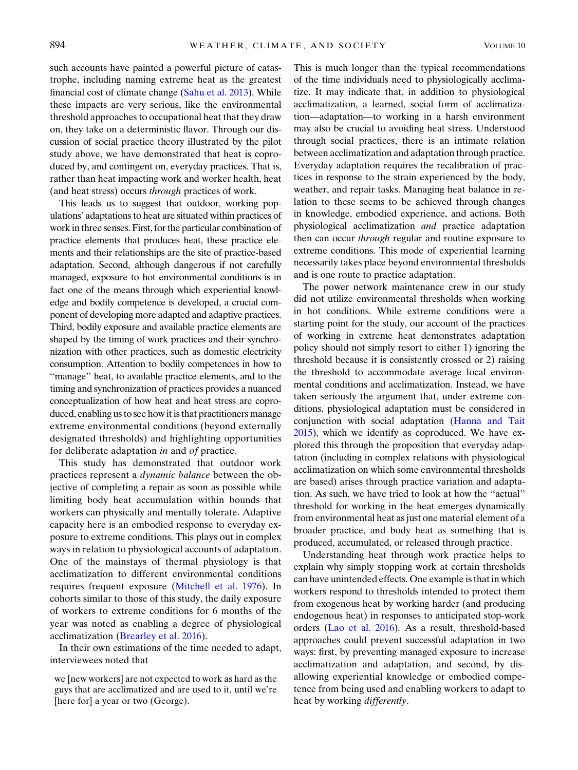such accounts have painted a powerful picture of catastrophe, including naming extreme heat as the greatest financial cost of climate change (Sahu et al. 2013). While these impacts are very serious, like the environmental threshold approaches to occupational heat that they draw on, they take on a deterministic flavor. Through our discussion of social practice theory illustrated by the pilot study above, we have demonstrated that heat is coproduced by, and contingent on, everyday practices. That is, rather than heat impacting work and worker health, heat (and heat stress) occurs *through* practices of work.

This leads us to suggest that outdoor, working populations' adaptations to heat are situated within practices of work in three senses. First, for the particular combination of practice elements that produces heat, these practice elements and their relationships are the site of practice-based adaptation. Second, although dangerous if not carefully managed, exposure to hot environmental conditions is in fact one of the means through which experiential knowledge and bodily competence is developed, a crucial component of developing more adapted and adaptive practices. Third, bodily exposure and available practice elements are shaped by the timing of work practices and their synchronization with other practices, such as domestic electricity consumption. Attention to bodily competences in how to "manage" heat, to available practice elements, and to the timing and synchronization of practices provides a nuanced conceptualization of how heat and heat stress are coproduced, enabling us to see how it is that practitioners manage extreme environmental conditions (beyond externally designated thresholds) and highlighting opportunities for deliberate adaptation *in* and *of* practice.

This study has demonstrated that outdoor work practices represent a *dynamic balance* between the objective of completing a repair as soon as possible while limiting body heat accumulation within bounds that workers can physically and mentally tolerate. Adaptive capacity here is an embodied response to everyday exposure to extreme conditions. This plays out in complex ways in relation to physiological accounts of adaptation. One of the mainstays of thermal physiology is that acclimatization to different environmental conditions requires frequent exposure (Mitchell et al. 1976). In cohorts similar to those of this study, the daily exposure of workers to extreme conditions for 6 months of the year was noted as enabling a degree of physiological acclimatization (Brearley et al. 2016).

In their own estimations of the time needed to adapt, interviewees noted that

> we [new workers] are not expected to work as hard as the guys that are acclimatized and are used to it, until we're [here for] a year or two (George).

This is much longer than the typical recommendations of the time individuals need to physiologically acclimatize. It may indicate that, in addition to physiological acclimatization, a learned, social form of acclimatization—adaptation—to working in a harsh environment may also be crucial to avoiding heat stress. Understood through social practices, there is an intimate relation between acclimatization and adaptation through practice. Everyday adaptation requires the recalibration of practices in response to the strain experienced by the body, weather, and repair tasks. Managing heat balance in relation to these seems to be achieved through changes in knowledge, embodied experience, and actions. Both physiological acclimatization *and* practice adaptation then can occur *through* regular and routine exposure to extreme conditions. This mode of experiential learning necessarily takes place beyond environmental thresholds and is one route to practice adaptation.

The power network maintenance crew in our study did not utilize environmental thresholds when working in hot conditions. While extreme conditions were a starting point for the study, our account of the practices of working in extreme heat demonstrates adaptation policy should not simply resort to either 1) ignoring the threshold because it is consistently crossed or 2) raising the threshold to accommodate average local environmental conditions and acclimatization. Instead, we have taken seriously the argument that, under extreme conditions, physiological adaptation must be considered in conjunction with social adaptation (Hanna and Tait 2015), which we identify as coproduced. We have explored this through the proposition that everyday adaptation (including in complex relations with physiological acclimatization on which some environmental thresholds are based) arises through practice variation and adaptation. As such, we have tried to look at how the "actual" threshold for working in the heat emerges dynamically from environmental heat as just one material element of a broader practice, and body heat as something that is produced, accumulated, or released through practice.

Understanding heat through work practice helps to explain why simply stopping work at certain thresholds can have unintended effects. One example is that in which workers respond to thresholds intended to protect them from exogenous heat by working harder (and producing endogenous heat) in responses to anticipated stop-work orders (Lao et al. 2016). As a result, threshold-based approaches could prevent successful adaptation in two ways: first, by preventing managed exposure to increase acclimatization and adaptation, and second, by disallowing experiential knowledge or embodied competence from being used and enabling workers to adapt to heat by working *differently*.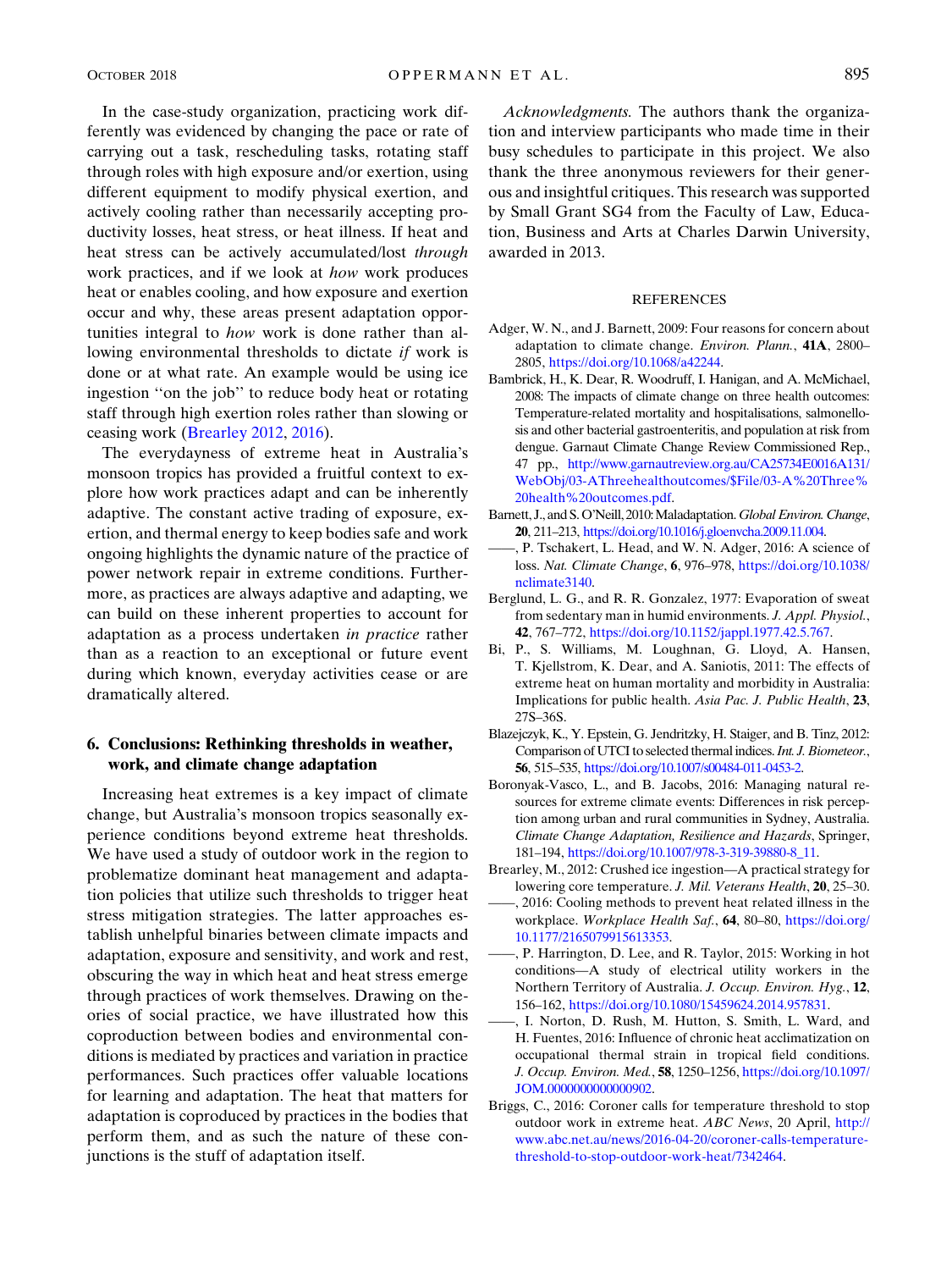In the case-study organization, practicing work differently was evidenced by changing the pace or rate of carrying out a task, rescheduling tasks, rotating staff through roles with high exposure and/or exertion, using different equipment to modify physical exertion, and actively cooling rather than necessarily accepting productivity losses, heat stress, or heat illness. If heat and heat stress can be actively accumulated/lost *through* work practices, and if we look at *how* work produces heat or enables cooling, and how exposure and exertion occur and why, these areas present adaptation opportunities integral to *how* work is done rather than allowing environmental thresholds to dictate *if* work is done or at what rate. An example would be using ice ingestion "on the job" to reduce body heat or rotating staff through high exertion roles rather than slowing or ceasing work (Brearley 2012, 2016).

The everydayness of extreme heat in Australia's monsoon tropics has provided a fruitful context to explore how work practices adapt and can be inherently adaptive. The constant active trading of exposure, exertion, and thermal energy to keep bodies safe and work ongoing highlights the dynamic nature of the practice of power network repair in extreme conditions. Furthermore, as practices are always adaptive and adapting, we can build on these inherent properties to account for adaptation as a process undertaken *in practice* rather than as a reaction to an exceptional or future event during which known, everyday activities cease or are dramatically altered.

## 6. Conclusions: Rethinking thresholds in weather, work, and climate change adaptation

Increasing heat extremes is a key impact of climate change, but Australia's monsoon tropics seasonally experience conditions beyond extreme heat thresholds. We have used a study of outdoor work in the region to problematize dominant heat management and adaptation policies that utilize such thresholds to trigger heat stress mitigation strategies. The latter approaches establish unhelpful binaries between climate impacts and adaptation, exposure and sensitivity, and work and rest, obscuring the way in which heat and heat stress emerge through practices of work themselves. Drawing on theories of social practice, we have illustrated how this coproduction between bodies and environmental conditions is mediated by practices and variation in practice performances. Such practices offer valuable locations for learning and adaptation. The heat that matters for adaptation is coproduced by practices in the bodies that perform them, and as such the nature of these conjunctions is the stuff of adaptation itself.

*Acknowledgments.* The authors thank the organization and interview participants who made time in their busy schedules to participate in this project. We also thank the three anonymous reviewers for their generous and insightful critiques. This research was supported by Small Grant SG4 from the Faculty of Law, Education, Business and Arts at Charles Darwin University, awarded in 2013.

## REFERENCES

Adger, W. N., and J. Barnett, 2009: Four reasons for concern about adaptation to climate change. *Environ. Plann.*, **41A**, 2800–2805, https://doi.org/10.1068/a42244.

Bambrick, H., K. Dear, R. Woodruff, I. Hanigan, and A. McMichael, 2008: The impacts of climate change on three health outcomes: Temperature-related mortality and hospitalisations, salmonellosis and other bacterial gastroenteritis, and population at risk from dengue. Garnaut Climate Change Review Commissioned Rep., 47 pp., http://www.garnautreview.org.au/CA25734E0016A131/WebObj/03-AThreehealthoutcomes/$File/03-A%20Three%20health%20outcomes.pdf.

Barnett, J., and S. O'Neill, 2010: Maladaptation. *Global Environ. Change*, **20**, 211–213, https://doi.org/10.1016/j.gloenvcha.2009.11.004.

——, P. Tschakert, L. Head, and W. N. Adger, 2016: A science of loss. *Nat. Climate Change*, **6**, 976–978, https://doi.org/10.1038/nclimate3140.

Berglund, L. G., and R. R. Gonzalez, 1977: Evaporation of sweat from sedentary man in humid environments. *J. Appl. Physiol.*, **42**, 767–772, https://doi.org/10.1152/jappl.1977.42.5.767.

Bi, P., S. Williams, M. Loughnan, G. Lloyd, A. Hansen, T. Kjellstrom, K. Dear, and A. Saniotis, 2011: The effects of extreme heat on human mortality and morbidity in Australia: Implications for public health. *Asia Pac. J. Public Health*, **23**, 27S–36S.

Blazejczyk, K., Y. Epstein, G. Jendritzky, H. Staiger, and B. Tinz, 2012: Comparison of UTCI to selected thermal indices. *Int. J. Biometeor.*, **56**, 515–535, https://doi.org/10.1007/s00484-011-0453-2.

Boronyak-Vasco, L., and B. Jacobs, 2016: Managing natural resources for extreme climate events: Differences in risk perception among urban and rural communities in Sydney, Australia. *Climate Change Adaptation, Resilience and Hazards*, Springer, 181–194, https://doi.org/10.1007/978-3-319-39880-8_11.

Brearley, M., 2012: Crushed ice ingestion—A practical strategy for lowering core temperature. *J. Mil. Veterans Health*, **20**, 25–30.

——, 2016: Cooling methods to prevent heat related illness in the workplace. *Workplace Health Saf.*, **64**, 80–80, https://doi.org/10.1177/2165079915613353.

——, P. Harrington, D. Lee, and R. Taylor, 2015: Working in hot conditions—A study of electrical utility workers in the Northern Territory of Australia. *J. Occup. Environ. Hyg.*, **12**, 156–162, https://doi.org/10.1080/15459624.2014.957831.

——, I. Norton, D. Rush, M. Hutton, S. Smith, L. Ward, and H. Fuentes, 2016: Influence of chronic heat acclimatization on occupational thermal strain in tropical field conditions. *J. Occup. Environ. Med.*, **58**, 1250–1256, https://doi.org/10.1097/JOM.0000000000000902.

Briggs, C., 2016: Coroner calls for temperature threshold to stop outdoor work in extreme heat. *ABC News*, 20 April, http://www.abc.net.au/news/2016-04-20/coroner-calls-temperature-threshold-to-stop-outdoor-work-heat/7342464.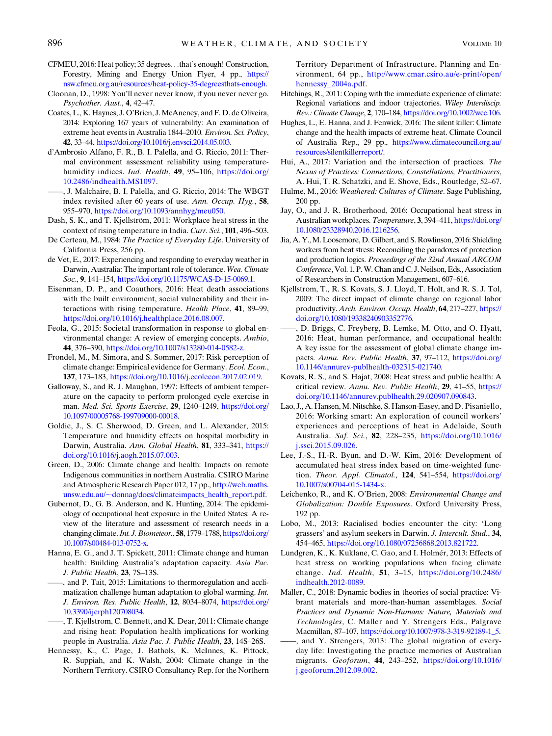CFMEU, 2016: Heat policy; 35 degrees…that's enough! Construction, Forestry, Mining and Energy Union Flyer, 4 pp., https://nsw.cfmeu.org.au/resources/heat-policy-35-degreesthats-enough.

Cloonan, D., 1998: You'll never never know, if you never never go. *Psychother. Aust.*, **4**, 42–47.

Coates, L., K. Haynes, J. O'Brien, J. McAneney, and F. D. de Oliveira, 2014: Exploring 167 years of vulnerability: An examination of extreme heat events in Australia 1844–2010. *Environ. Sci. Policy*, **42**, 33–44, https://doi.org/10.1016/j.envsci.2014.05.003.

d'Ambrosio Alfano, F. R., B. I. Palella, and G. Riccio, 2011: Thermal environment assessment reliability using temperature-humidity indices. *Ind. Health*, **49**, 95–106, https://doi.org/10.2486/indhealth.MS1097.

——, J. Malchaire, B. I. Palella, and G. Riccio, 2014: The WBGT index revisited after 60 years of use. *Ann. Occup. Hyg.*, **58**, 955–970, https://doi.org/10.1093/annhyg/meu050.

Dash, S. K., and T. Kjellström, 2011: Workplace heat stress in the context of rising temperature in India. *Curr. Sci.*, **101**, 496–503.

De Certeau, M., 1984: *The Practice of Everyday Life*. University of California Press, 256 pp.

de Vet, E., 2017: Experiencing and responding to everyday weather in Darwin, Australia: The important role of tolerance. *Wea. Climate Soc.*, **9**, 141–154, https://doi.org/10.1175/WCAS-D-15-0069.1.

Eisenman, D. P., and Coauthors, 2016: Heat death associations with the built environment, social vulnerability and their interactions with rising temperature. *Health Place*, **41**, 89–99, https://doi.org/10.1016/j.healthplace.2016.08.007.

Feola, G., 2015: Societal transformation in response to global environmental change: A review of emerging concepts. *Ambio*, **44**, 376–390, https://doi.org/10.1007/s13280-014-0582-z.

Frondel, M., M. Simora, and S. Sommer, 2017: Risk perception of climate change: Empirical evidence for Germany. *Ecol. Econ.*, **137**, 173–183, https://doi.org/10.1016/j.ecolecon.2017.02.019.

Galloway, S., and R. J. Maughan, 1997: Effects of ambient temperature on the capacity to perform prolonged cycle exercise in man. *Med. Sci. Sports Exercise*, **29**, 1240–1249, https://doi.org/10.1097/00005768-199709000-00018.

Goldie, J., S. C. Sherwood, D. Green, and L. Alexander, 2015: Temperature and humidity effects on hospital morbidity in Darwin, Australia. *Ann. Global Health*, **81**, 333–341, https://doi.org/10.1016/j.aogh.2015.07.003.

Green, D., 2006: Climate change and health: Impacts on remote Indigenous communities in northern Australia. CSIRO Marine and Atmospheric Research Paper 012, 17 pp., http://web.maths.unsw.edu.au/~donnag/docs/climateimpacts_health_report.pdf.

Gubernot, D., G. B. Anderson, and K. Hunting, 2014: The epidemiology of occupational heat exposure in the United States: A review of the literature and assessment of research needs in a changing climate. *Int. J. Biometeor.*, **58**, 1779–1788, https://doi.org/10.1007/s00484-013-0752-x.

Hanna, E. G., and J. T. Spickett, 2011: Climate change and human health: Building Australia's adaptation capacity. *Asia Pac. J. Public Health*, **23**, 7S–13S.

——, and P. Tait, 2015: Limitations to thermoregulation and acclimatization challenge human adaptation to global warming. *Int. J. Environ. Res. Public Health*, **12**, 8034–8074, https://doi.org/10.3390/ijerph120708034.

——, T. Kjellstrom, C. Bennett, and K. Dear, 2011: Climate change and rising heat: Population health implications for working people in Australia. *Asia Pac. J. Public Health*, **23**, 14S–26S.

Hennessy, K., C. Page, J. Bathols, K. McInnes, K. Pittock, R. Suppiah, and K. Walsh, 2004: Climate change in the Northern Territory. CSIRO Consultancy Rep. for the Northern Territory Department of Infrastructure, Planning and Environment, 64 pp., http://www.cmar.csiro.au/e-print/open/hennessy_2004a.pdf.

Hitchings, R., 2011: Coping with the immediate experience of climate: Regional variations and indoor trajectories. *Wiley Interdiscip. Rev.: Climate Change*, **2**, 170–184, https://doi.org/10.1002/wcc.106.

Hughes, L., E. Hanna, and J. Fenwick, 2016: The silent killer: Climate change and the health impacts of extreme heat. Climate Council of Australia Rep., 29 pp., https://www.climatecouncil.org.au/resources/silentkillerreport/.

Hui, A., 2017: Variation and the intersection of practices. *The Nexus of Practices: Connections, Constellations, Practitioners*, A. Hui, T. R. Schatzki, and E. Shove, Eds., Routledge, 52–67.

Hulme, M., 2016: *Weathered: Cultures of Climate*. Sage Publishing, 200 pp.

Jay, O., and J. R. Brotherhood, 2016: Occupational heat stress in Australian workplaces. *Temperature*, **3**, 394–411, https://doi.org/10.1080/23328940.2016.1216256.

Jia, A. Y., M. Loosemore, D. Gilbert, and S. Rowlinson, 2016: Shielding workers from heat stress: Reconciling the paradoxes of protection and production logics. *Proceedings of the 32nd Annual ARCOM Conference*, Vol. 1, P. W. Chan and C. J. Neilson, Eds., Association of Researchers in Construction Management, 607–616.

Kjellstrom, T., R. S. Kovats, S. J. Lloyd, T. Holt, and R. S. J. Tol, 2009: The direct impact of climate change on regional labor productivity. *Arch. Environ. Occup. Health*, **64**, 217–227, https://doi.org/10.1080/19338240903352776.

——, D. Briggs, C. Freyberg, B. Lemke, M. Otto, and O. Hyatt, 2016: Heat, human performance, and occupational health: A key issue for the assessment of global climate change impacts. *Annu. Rev. Public Health*, **37**, 97–112, https://doi.org/10.1146/annurev-publhealth-032315-021740.

Kovats, R. S., and S. Hajat, 2008: Heat stress and public health: A critical review. *Annu. Rev. Public Health*, **29**, 41–55, https://doi.org/10.1146/annurev.publhealth.29.020907.090843.

Lao, J., A. Hansen, M. Nitschke, S. Hanson-Easey, and D. Pisaniello, 2016: Working smart: An exploration of council workers' experiences and perceptions of heat in Adelaide, South Australia. *Saf. Sci.*, **82**, 228–235, https://doi.org/10.1016/j.ssci.2015.09.026.

Lee, J.-S., H.-R. Byun, and D.-W. Kim, 2016: Development of accumulated heat stress index based on time-weighted function. *Theor. Appl. Climatol.*, **124**, 541–554, https://doi.org/10.1007/s00704-015-1434-x.

Leichenko, R., and K. O'Brien, 2008: *Environmental Change and Globalization: Double Exposures*. Oxford University Press, 192 pp.

Lobo, M., 2013: Racialised bodies encounter the city: 'Long grassers' and asylum seekers in Darwin. *J. Intercult. Stud.*, **34**, 454–465, https://doi.org/10.1080/07256868.2013.821722.

Lundgren, K., K. Kuklane, C. Gao, and I. Holmér, 2013: Effects of heat stress on working populations when facing climate change. *Ind. Health*, **51**, 3–15, https://doi.org/10.2486/indhealth.2012-0089.

Maller, C., 2018: Dynamic bodies in theories of social practice: Vibrant materials and more-than-human assemblages. *Social Practices and Dynamic Non-Humans: Nature, Materials and Technologies*, C. Maller and Y. Strengers Eds., Palgrave Macmillan, 87–107, https://doi.org/10.1007/978-3-319-92189-1_5.

——, and Y. Strengers, 2013: The global migration of everyday life: Investigating the practice memories of Australian migrants. *Geoforum*, **44**, 243–252, https://doi.org/10.1016/j.geoforum.2012.09.002.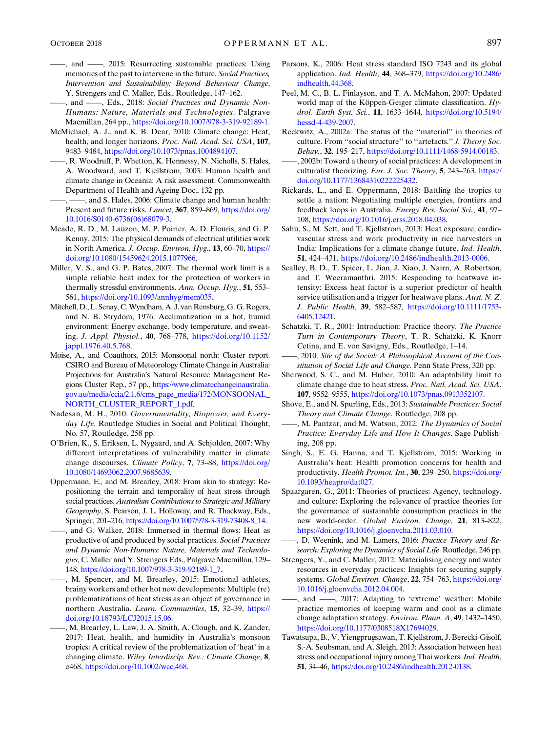——, and ——, 2015: Resurrecting sustainable practices: Using memories of the past to intervene in the future. *Social Practices, Intervention and Sustainability: Beyond Behaviour Change*, Y. Strengers and C. Maller, Eds., Routledge, 147–162.

——, and ——, Eds., 2018: *Social Practices and Dynamic Non-Humans: Nature, Materials and Technologies*. Palgrave Macmillan, 264 pp., https://doi.org/10.1007/978-3-319-92189-1.

McMichael, A. J., and K. B. Dear, 2010: Climate change: Heat, health, and longer horizons. *Proc. Natl. Acad. Sci. USA*, **107**, 9483–9484, https://doi.org/10.1073/pnas.1004894107.

——, R. Woodruff, P. Whetton, K. Hennessy, N. Nicholls, S. Hales, A. Woodward, and T. Kjellstrom, 2003: Human health and climate change in Oceania: A risk assessment. Commonwealth Department of Health and Ageing Doc., 132 pp.

——, ——, and S. Hales, 2006: Climate change and human health: Present and future risks. *Lancet*, **367**, 859–869, https://doi.org/10.1016/S0140-6736(06)68079-3.

Meade, R. D., M. Lauzon, M. P. Poirier, A. D. Flouris, and G. P. Kenny, 2015: The physical demands of electrical utilities work in North America. *J. Occup. Environ. Hyg.*, **13**, 60–70, https://doi.org/10.1080/15459624.2015.1077966.

Miller, V. S., and G. P. Bates, 2007: The thermal work limit is a simple reliable heat index for the protection of workers in thermally stressful environments. *Ann. Occup. Hyg.*, **51**, 553–561, https://doi.org/10.1093/annhyg/mem035.

Mitchell, D., L. Senay, C. Wyndham, A. J. van Rensburg, G. G. Rogers, and N. B. Strydom, 1976: Acclimatization in a hot, humid environment: Energy exchange, body temperature, and sweating. *J. Appl. Physiol.*, **40**, 768–778, https://doi.org/10.1152/jappl.1976.40.5.768.

Moise, A., and Coauthors, 2015: Monsoonal north: Cluster report. CSIRO and Bureau of Meteorology Climate Change in Australia: Projections for Australia's Natural Resource Management Regions Cluster Rep., 57 pp., https://www.climatechangeinaustralia.gov.au/media/ccia/2.1.6/cms_page_media/172/MONSOONAL_NORTH_CLUSTER_REPORT_1.pdf.

Nadesan, M. H., 2010: *Governmentality, Biopower, and Everyday Life*. Routledge Studies in Social and Political Thought, No. 57, Routledge, 258 pp.

O'Brien, K., S. Eriksen, L. Nygaard, and A. Schjolden, 2007: Why different interpretations of vulnerability matter in climate change discourses. *Climate Policy*, **7**, 73–88, https://doi.org/10.1080/14693062.2007.9685639.

Oppermann, E., and M. Brearley, 2018: From skin to strategy: Repositioning the terrain and temporality of heat stress through social practices. *Australian Contributions to Strategic and Military Geography*, S. Pearson, J. L. Holloway, and R. Thackway, Eds., Springer, 201–216, https://doi.org/10.1007/978-3-319-73408-8_14.

——, and G. Walker, 2018: Immersed in thermal flows: Heat as productive of and produced by social practices. *Social Practices and Dynamic Non-Humans: Nature, Materials and Technologies*, C. Maller and Y. Strengers Eds., Palgrave Macmillan, 129–148, https://doi.org/10.1007/978-3-319-92189-1_7.

——, M. Spencer, and M. Brearley, 2015: Emotional athletes, brainy workers and other hot new developments: Multiple (re) problematizations of heat stress as an object of governance in northern Australia. *Learn. Communities*, **15**, 32–39, https://doi.org/10.18793/LCJ2015.15.06.

——, M. Brearley, L. Law, J. A. Smith, A. Clough, and K. Zander, 2017: Heat, health, and humidity in Australia's monsoon tropics: A critical review of the problematization of 'heat' in a changing climate. *Wiley Interdiscip. Rev.: Climate Change*, **8**, e468, https://doi.org/10.1002/wcc.468.

Parsons, K., 2006: Heat stress standard ISO 7243 and its global application. *Ind. Health*, **44**, 368–379, https://doi.org/10.2486/indhealth.44.368.

Peel, M. C., B. L. Finlayson, and T. A. McMahon, 2007: Updated world map of the Köppen-Geiger climate classification. *Hydrol. Earth Syst. Sci.*, **11**, 1633–1644, https://doi.org/10.5194/hess-4-439-2007.

Reckwitz, A., 2002a: The status of the "material" in theories of culture. From "social structure" to "artefacts." *J. Theory Soc. Behav.*, **32**, 195–217, https://doi.org/10.1111/1468-5914.00183.

——, 2002b: Toward a theory of social practices: A development in culturalist theorizing. *Eur. J. Soc. Theory*, **5**, 243–263, https://doi.org/10.1177/13684310222225432.

Rickards, L., and E. Oppermann, 2018: Battling the tropics to settle a nation: Negotiating multiple energies, frontiers and feedback loops in Australia. *Energy Res. Social Sci.*, **41**, 97–108, https://doi.org/10.1016/j.erss.2018.04.038.

Sahu, S., M. Sett, and T. Kjellstrom, 2013: Heat exposure, cardiovascular stress and work productivity in rice harvesters in India: Implications for a climate change future. *Ind. Health*, **51**, 424–431, https://doi.org/10.2486/indhealth.2013-0006.

Scalley, B. D., T. Spicer, L. Jian, J. Xiao, J. Nairn, A. Robertson, and T. Weeramanthri, 2015: Responding to heatwave intensity: Excess heat factor is a superior predictor of health service utilisation and a trigger for heatwave plans. *Aust. N. Z. J. Public Health*, **39**, 582–587, https://doi.org/10.1111/1753-6405.12421.

Schatzki, T. R., 2001: Introduction: Practice theory. *The Practice Turn in Contemporary Theory*, T. R. Schatzki, K. Knorr Cetina, and E. von Savigny, Eds., Routledge, 1–14.

——, 2010: *Site of the Social: A Philosophical Account of the Constitution of Social Life and Change.* Penn State Press, 320 pp.

Sherwood, S. C., and M. Huber, 2010: An adaptability limit to climate change due to heat stress. *Proc. Natl. Acad. Sci. USA*, **107**, 9552–9555, https://doi.org/10.1073/pnas.0913352107.

Shove, E., and N. Spurling, Eds., 2013: *Sustainable Practices: Social Theory and Climate Change*. Routledge, 208 pp.

——, M. Pantzar, and M. Watson, 2012: *The Dynamics of Social Practice: Everyday Life and How It Changes*. Sage Publishing, 208 pp.

Singh, S., E. G. Hanna, and T. Kjellstrom, 2015: Working in Australia's heat: Health promotion concerns for health and productivity. *Health Promot. Int.*, **30**, 239–250, https://doi.org/10.1093/heapro/dat027.

Spaargaren, G., 2011: Theories of practices: Agency, technology, and culture: Exploring the relevance of practice theories for the governance of sustainable consumption practices in the new world-order. *Global Environ. Change*, **21**, 813–822, https://doi.org/10.1016/j.gloenvcha.2011.03.010.

——, D. Weenink, and M. Lamers, 2016: *Practice Theory and Research: Exploring the Dynamics of Social Life*. Routledge, 246 pp.

Strengers, Y., and C. Maller, 2012: Materialising energy and water resources in everyday practices: Insights for securing supply systems. *Global Environ. Change*, **22**, 754–763, https://doi.org/10.1016/j.gloenvcha.2012.04.004.

——, and ——, 2017: Adapting to 'extreme' weather: Mobile practice memories of keeping warm and cool as a climate change adaptation strategy. *Environ. Plann. A*, **49**, 1432–1450, https://doi.org/10.1177/0308518X17694029.

Tawatsupa, B., V. Yiengprugsawan, T. Kjellstrom, J. Berecki-Gisolf, S.-A. Seubsman, and A. Sleigh, 2013: Association between heat stress and occupational injury among Thai workers. *Ind. Health*, **51**, 34–46, https://doi.org/10.2486/indhealth.2012-0138.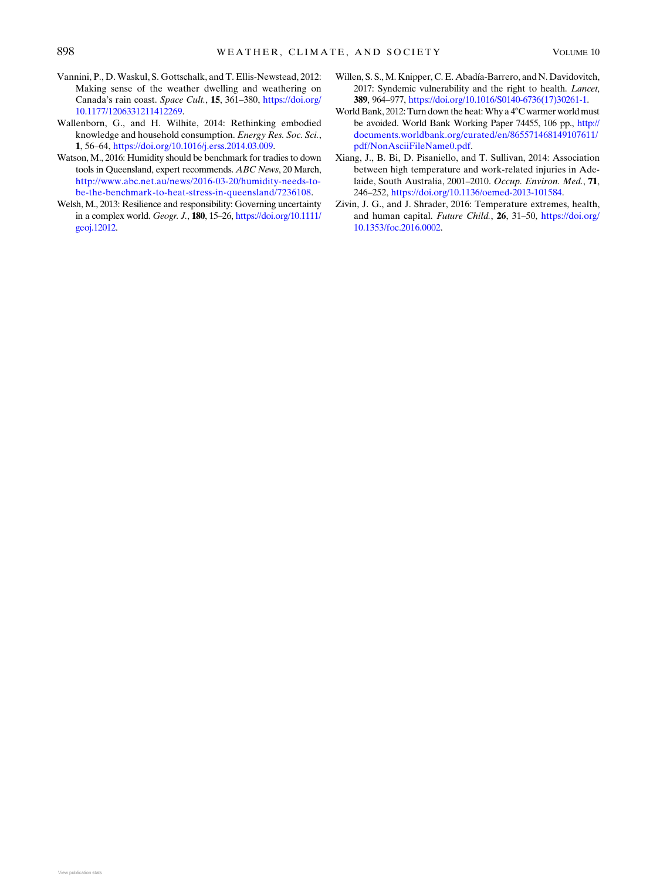Vannini, P., D. Waskul, S. Gottschalk, and T. Ellis-Newstead, 2012: Making sense of the weather dwelling and weathering on Canada's rain coast. *Space Cult.*, **15**, 361–380, https://doi.org/10.1177/1206331211412269.

Wallenborn, G., and H. Wilhite, 2014: Rethinking embodied knowledge and household consumption. *Energy Res. Soc. Sci.*, **1**, 56–64, https://doi.org/10.1016/j.erss.2014.03.009.

Watson, M., 2016: Humidity should be benchmark for tradies to down tools in Queensland, expert recommends. *ABC News*, 20 March, http://www.abc.net.au/news/2016-03-20/humidity-needs-to-be-the-benchmark-to-heat-stress-in-queensland/7236108.

Welsh, M., 2013: Resilience and responsibility: Governing uncertainty in a complex world. *Geogr. J.*, **180**, 15–26, https://doi.org/10.1111/geoj.12012.

Willen, S. S., M. Knipper, C. E. Abadía-Barrero, and N. Davidovitch, 2017: Syndemic vulnerability and the right to health. *Lancet*, **389**, 964–977, https://doi.org/10.1016/S0140-6736(17)30261-1.

World Bank, 2012: Turn down the heat: Why a 4°C warmer world must be avoided. World Bank Working Paper 74455, 106 pp., http://documents.worldbank.org/curated/en/865571468149107611/pdf/NonAsciiFileName0.pdf.

Xiang, J., B. Bi, D. Pisaniello, and T. Sullivan, 2014: Association between high temperature and work-related injuries in Adelaide, South Australia, 2001–2010. *Occup. Environ. Med.*, **71**, 246–252, https://doi.org/10.1136/oemed-2013-101584.

Zivin, J. G., and J. Shrader, 2016: Temperature extremes, health, and human capital. *Future Child.*, **26**, 31–50, https://doi.org/10.1353/foc.2016.0002.